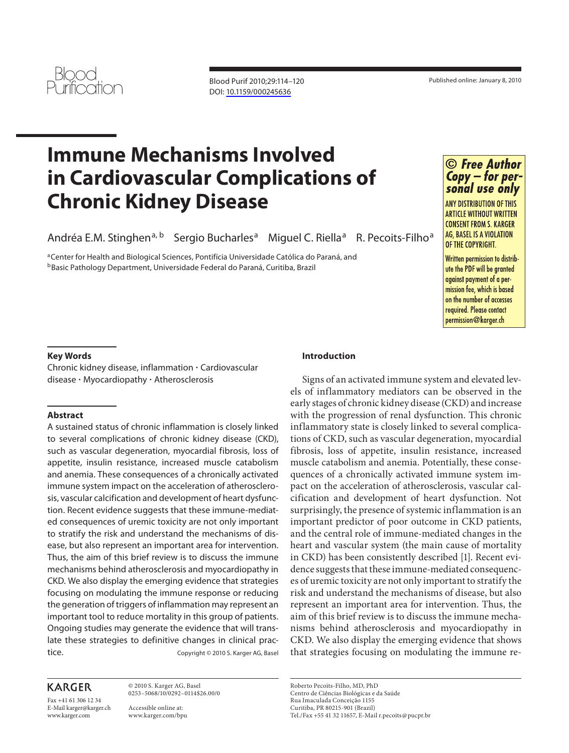# Immune Mechanisms Involved in Cardiovascular Complications of Chronic Kidney Disease

Andréa E.M. Stinghen[a, b] Sergio Bucharles[a] Miguel C. Riella[a] R. Pecoits-Filho[a]

[a]Center for Health and Biological Sciences, Pontifícia Universidade Católica do Paraná, and [b]Basic Pathology Department, Universidade Federal do Paraná, Curitiba, Brazil

## Key Words

Chronic kidney disease, inflammation · Cardiovascular disease · Myocardiopathy · Atherosclerosis

## Abstract

A sustained status of chronic inflammation is closely linked to several complications of chronic kidney disease (CKD), such as vascular degeneration, myocardial fibrosis, loss of appetite, insulin resistance, increased muscle catabolism and anemia. These consequences of a chronically activated immune system impact on the acceleration of atherosclerosis, vascular calcification and development of heart dysfunction. Recent evidence suggests that these immune-mediated consequences of uremic toxicity are not only important to stratify the risk and understand the mechanisms of disease, but also represent an important area for intervention. Thus, the aim of this brief review is to discuss the immune mechanisms behind atherosclerosis and myocardiopathy in CKD. We also display the emerging evidence that strategies focusing on modulating the immune response or reducing the generation of triggers of inflammation may represent an important tool to reduce mortality in this group of patients. Ongoing studies may generate the evidence that will translate these strategies to definitive changes in clinical practice.

Copyright © 2010 S. Karger AG, Basel

## Introduction

Signs of an activated immune system and elevated levels of inflammatory mediators can be observed in the early stages of chronic kidney disease (CKD) and increase with the progression of renal dysfunction. This chronic inflammatory state is closely linked to several complications of CKD, such as vascular degeneration, myocardial fibrosis, loss of appetite, insulin resistance, increased muscle catabolism and anemia. Potentially, these consequences of a chronically activated immune system impact on the acceleration of atherosclerosis, vascular calcification and development of heart dysfunction. Not surprisingly, the presence of systemic inflammation is an important predictor of poor outcome in CKD patients, and the central role of immune-mediated changes in the heart and vascular system (the main cause of mortality in CKD) has been consistently described [1]. Recent evidence suggests that these immune-mediated consequences of uremic toxicity are not only important to stratify the risk and understand the mechanisms of disease, but also represent an important area for intervention. Thus, the aim of this brief review is to discuss the immune mechanisms behind atherosclerosis and myocardiopathy in CKD. We also display the emerging evidence that shows that strategies focusing on modulating the immune re-

© 2010 S. Karger AG, Basel
0253–5068/10/0292–0114$26.00/0

Accessible online at:
www.karger.com/bpu

Roberto Pecoits-Filho, MD, PhD
Centro de Ciências Biológicas e da Saúde
Rua Imaculada Conceição 1155
Curitiba, PR 80215-901 (Brazil)
Tel./Fax +55 41 32 11657, E-Mail r.pecoits@pucpr.br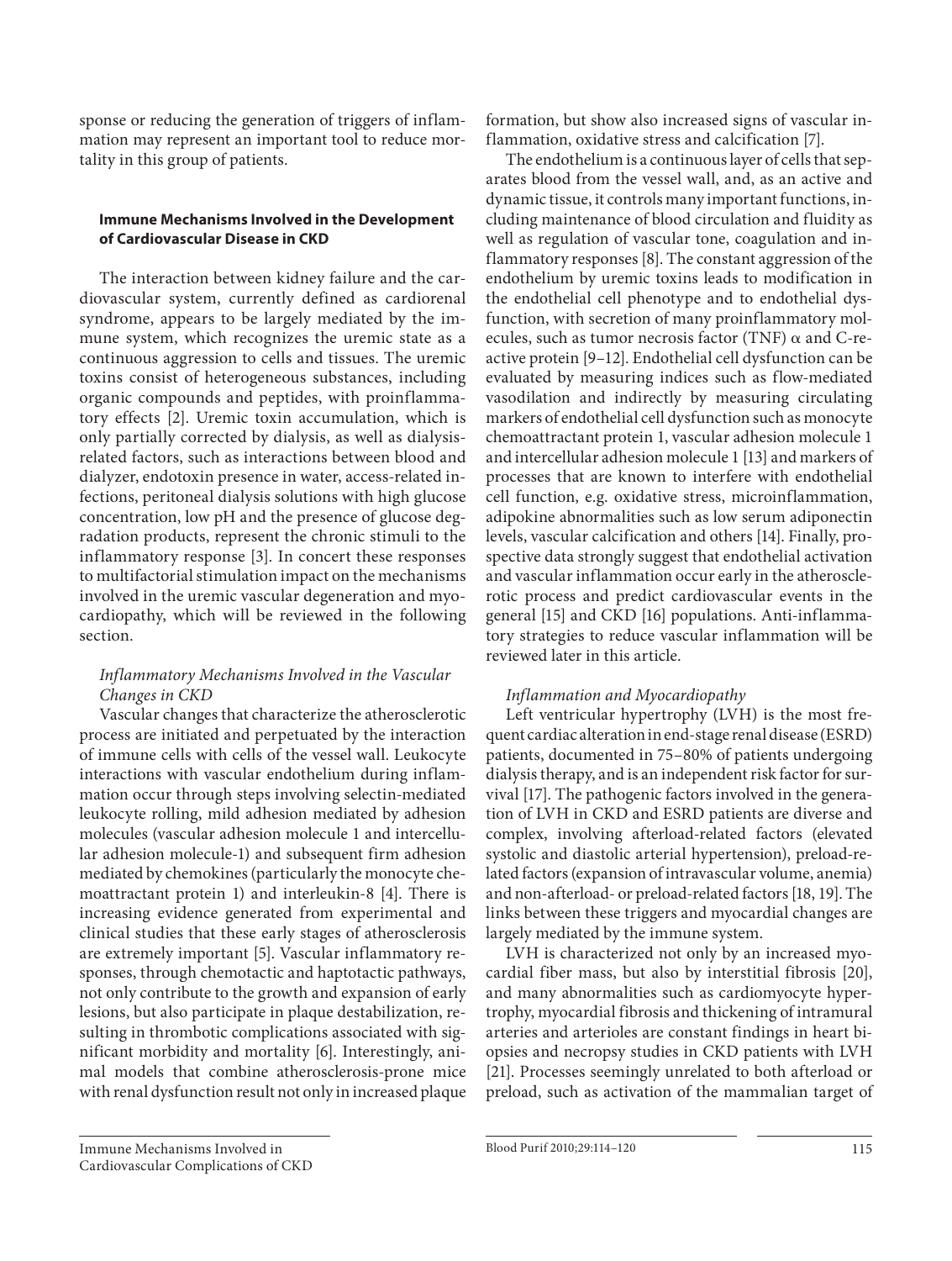sponse or reducing the generation of triggers of inflammation may represent an important tool to reduce mortality in this group of patients.

## Immune Mechanisms Involved in the Development of Cardiovascular Disease in CKD

The interaction between kidney failure and the cardiovascular system, currently defined as cardiorenal syndrome, appears to be largely mediated by the immune system, which recognizes the uremic state as a continuous aggression to cells and tissues. The uremic toxins consist of heterogeneous substances, including organic compounds and peptides, with proinflammatory effects [2]. Uremic toxin accumulation, which is only partially corrected by dialysis, as well as dialysis-related factors, such as interactions between blood and dialyzer, endotoxin presence in water, access-related infections, peritoneal dialysis solutions with high glucose concentration, low pH and the presence of glucose degradation products, represent the chronic stimuli to the inflammatory response [3]. In concert these responses to multifactorial stimulation impact on the mechanisms involved in the uremic vascular degeneration and myocardiopathy, which will be reviewed in the following section.

### *Inflammatory Mechanisms Involved in the Vascular Changes in CKD*

Vascular changes that characterize the atherosclerotic process are initiated and perpetuated by the interaction of immune cells with cells of the vessel wall. Leukocyte interactions with vascular endothelium during inflammation occur through steps involving selectin-mediated leukocyte rolling, mild adhesion mediated by adhesion molecules (vascular adhesion molecule 1 and intercellular adhesion molecule-1) and subsequent firm adhesion mediated by chemokines (particularly the monocyte chemoattractant protein 1) and interleukin-8 [4]. There is increasing evidence generated from experimental and clinical studies that these early stages of atherosclerosis are extremely important [5]. Vascular inflammatory responses, through chemotactic and haptotactic pathways, not only contribute to the growth and expansion of early lesions, but also participate in plaque destabilization, resulting in thrombotic complications associated with significant morbidity and mortality [6]. Interestingly, animal models that combine atherosclerosis-prone mice with renal dysfunction result not only in increased plaque formation, but show also increased signs of vascular inflammation, oxidative stress and calcification [7].

The endothelium is a continuous layer of cells that separates blood from the vessel wall, and, as an active and dynamic tissue, it controls many important functions, including maintenance of blood circulation and fluidity as well as regulation of vascular tone, coagulation and inflammatory responses [8]. The constant aggression of the endothelium by uremic toxins leads to modification in the endothelial cell phenotype and to endothelial dysfunction, with secretion of many proinflammatory molecules, such as tumor necrosis factor (TNF) α and C-reactive protein [9–12]. Endothelial cell dysfunction can be evaluated by measuring indices such as flow-mediated vasodilation and indirectly by measuring circulating markers of endothelial cell dysfunction such as monocyte chemoattractant protein 1, vascular adhesion molecule 1 and intercellular adhesion molecule 1 [13] and markers of processes that are known to interfere with endothelial cell function, e.g. oxidative stress, microinflammation, adipokine abnormalities such as low serum adiponectin levels, vascular calcification and others [14]. Finally, prospective data strongly suggest that endothelial activation and vascular inflammation occur early in the atherosclerotic process and predict cardiovascular events in the general [15] and CKD [16] populations. Anti-inflammatory strategies to reduce vascular inflammation will be reviewed later in this article.

### *Inflammation and Myocardiopathy*

Left ventricular hypertrophy (LVH) is the most frequent cardiac alteration in end-stage renal disease (ESRD) patients, documented in 75–80% of patients undergoing dialysis therapy, and is an independent risk factor for survival [17]. The pathogenic factors involved in the generation of LVH in CKD and ESRD patients are diverse and complex, involving afterload-related factors (elevated systolic and diastolic arterial hypertension), preload-related factors (expansion of intravascular volume, anemia) and non-afterload- or preload-related factors [18, 19]. The links between these triggers and myocardial changes are largely mediated by the immune system.

LVH is characterized not only by an increased myocardial fiber mass, but also by interstitial fibrosis [20], and many abnormalities such as cardiomyocyte hypertrophy, myocardial fibrosis and thickening of intramural arteries and arterioles are constant findings in heart biopsies and necropsy studies in CKD patients with LVH [21]. Processes seemingly unrelated to both afterload or preload, such as activation of the mammalian target of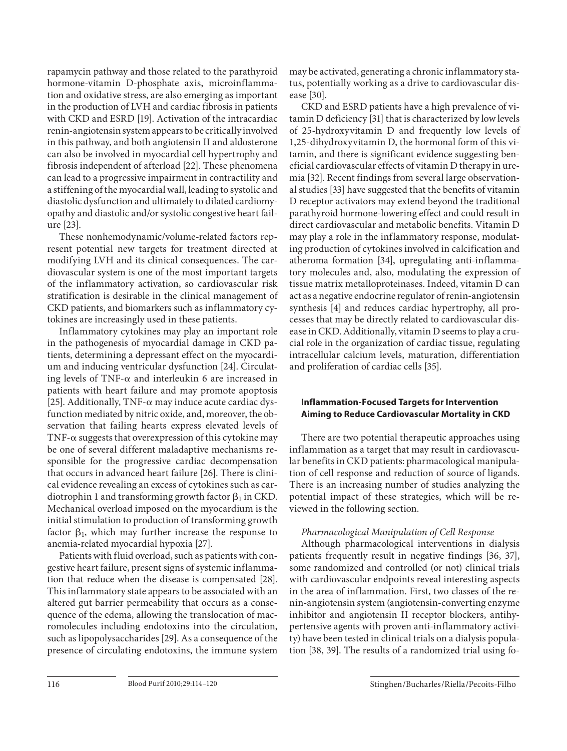rapamycin pathway and those related to the parathyroid hormone-vitamin D-phosphate axis, microinflammation and oxidative stress, are also emerging as important in the production of LVH and cardiac fibrosis in patients with CKD and ESRD [19]. Activation of the intracardiac renin-angiotensin system appears to be critically involved in this pathway, and both angiotensin II and aldosterone can also be involved in myocardial cell hypertrophy and fibrosis independent of afterload [22]. These phenomena can lead to a progressive impairment in contractility and a stiffening of the myocardial wall, leading to systolic and diastolic dysfunction and ultimately to dilated cardiomyopathy and diastolic and/or systolic congestive heart failure [23].

These nonhemodynamic/volume-related factors represent potential new targets for treatment directed at modifying LVH and its clinical consequences. The cardiovascular system is one of the most important targets of the inflammatory activation, so cardiovascular risk stratification is desirable in the clinical management of CKD patients, and biomarkers such as inflammatory cytokines are increasingly used in these patients.

Inflammatory cytokines may play an important role in the pathogenesis of myocardial damage in CKD patients, determining a depressant effect on the myocardium and inducing ventricular dysfunction [24]. Circulating levels of TNF-$\alpha$ and interleukin 6 are increased in patients with heart failure and may promote apoptosis [25]. Additionally, TNF-$\alpha$ may induce acute cardiac dysfunction mediated by nitric oxide, and, moreover, the observation that failing hearts express elevated levels of TNF-$\alpha$ suggests that overexpression of this cytokine may be one of several different maladaptive mechanisms responsible for the progressive cardiac decompensation that occurs in advanced heart failure [26]. There is clinical evidence revealing an excess of cytokines such as cardiotrophin 1 and transforming growth factor $\beta_1$ in CKD. Mechanical overload imposed on the myocardium is the initial stimulation to production of transforming growth factor $\beta_1$, which may further increase the response to anemia-related myocardial hypoxia [27].

Patients with fluid overload, such as patients with congestive heart failure, present signs of systemic inflammation that reduce when the disease is compensated [28]. This inflammatory state appears to be associated with an altered gut barrier permeability that occurs as a consequence of the edema, allowing the translocation of macromolecules including endotoxins into the circulation, such as lipopolysaccharides [29]. As a consequence of the presence of circulating endotoxins, the immune system may be activated, generating a chronic inflammatory status, potentially working as a drive to cardiovascular disease [30].

CKD and ESRD patients have a high prevalence of vitamin D deficiency [31] that is characterized by low levels of 25-hydroxyvitamin D and frequently low levels of 1,25-dihydroxyvitamin D, the hormonal form of this vitamin, and there is significant evidence suggesting beneficial cardiovascular effects of vitamin D therapy in uremia [32]. Recent findings from several large observational studies [33] have suggested that the benefits of vitamin D receptor activators may extend beyond the traditional parathyroid hormone-lowering effect and could result in direct cardiovascular and metabolic benefits. Vitamin D may play a role in the inflammatory response, modulating production of cytokines involved in calcification and atheroma formation [34], upregulating anti-inflammatory molecules and, also, modulating the expression of tissue matrix metalloproteinases. Indeed, vitamin D can act as a negative endocrine regulator of renin-angiotensin synthesis [4] and reduces cardiac hypertrophy, all processes that may be directly related to cardiovascular disease in CKD. Additionally, vitamin D seems to play a crucial role in the organization of cardiac tissue, regulating intracellular calcium levels, maturation, differentiation and proliferation of cardiac cells [35].

## Inflammation-Focused Targets for Intervention Aiming to Reduce Cardiovascular Mortality in CKD

There are two potential therapeutic approaches using inflammation as a target that may result in cardiovascular benefits in CKD patients: pharmacological manipulation of cell response and reduction of source of ligands. There is an increasing number of studies analyzing the potential impact of these strategies, which will be reviewed in the following section.

### *Pharmacological Manipulation of Cell Response*

Although pharmacological interventions in dialysis patients frequently result in negative findings [36, 37], some randomized and controlled (or not) clinical trials with cardiovascular endpoints reveal interesting aspects in the area of inflammation. First, two classes of the renin-angiotensin system (angiotensin-converting enzyme inhibitor and angiotensin II receptor blockers, antihypertensive agents with proven anti-inflammatory activity) have been tested in clinical trials on a dialysis population [38, 39]. The results of a randomized trial using fo-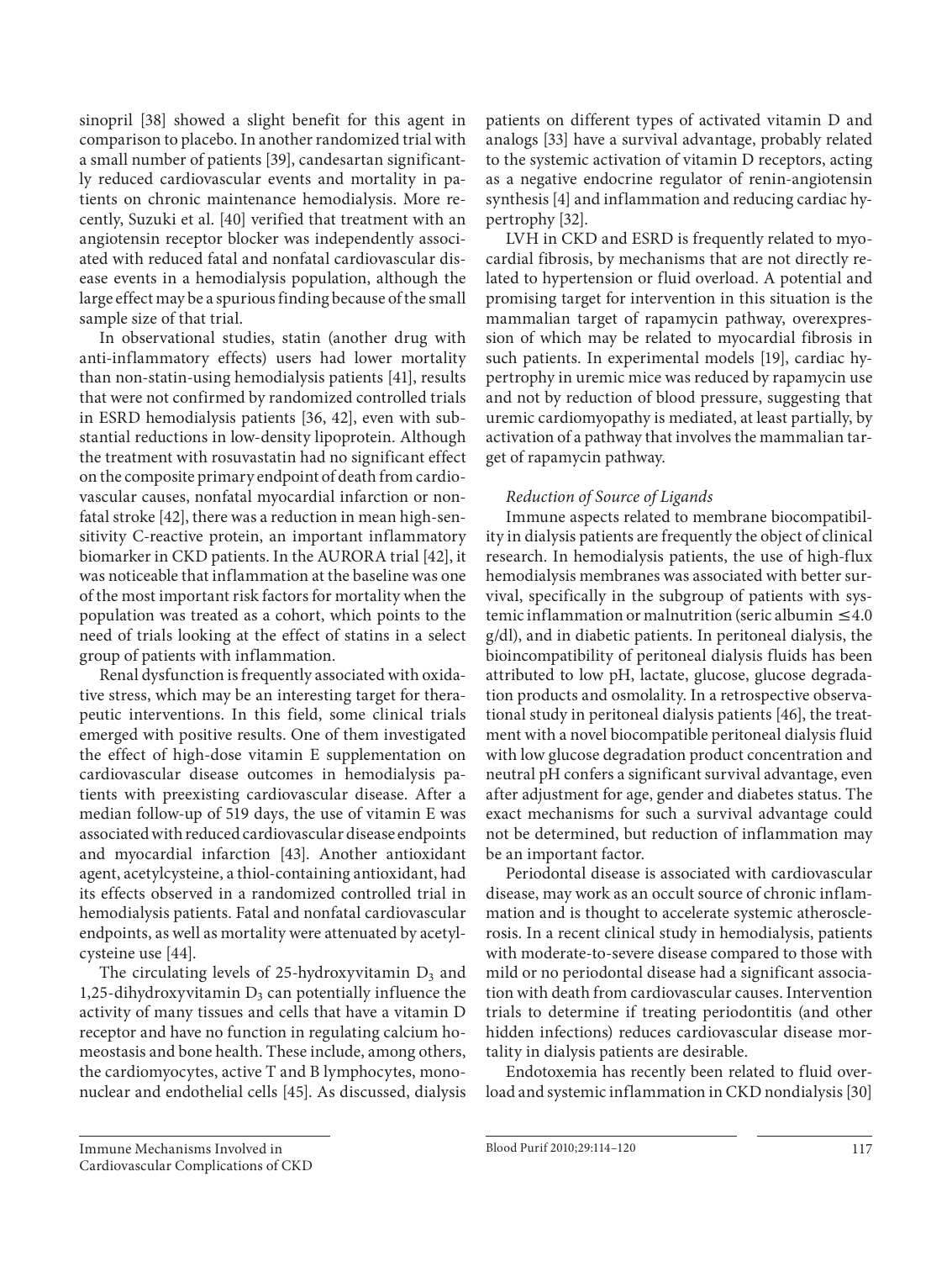sinopril [38] showed a slight benefit for this agent in comparison to placebo. In another randomized trial with a small number of patients [39], candesartan significantly reduced cardiovascular events and mortality in patients on chronic maintenance hemodialysis. More recently, Suzuki et al. [40] verified that treatment with an angiotensin receptor blocker was independently associated with reduced fatal and nonfatal cardiovascular disease events in a hemodialysis population, although the large effect may be a spurious finding because of the small sample size of that trial.

In observational studies, statin (another drug with anti-inflammatory effects) users had lower mortality than non-statin-using hemodialysis patients [41], results that were not confirmed by randomized controlled trials in ESRD hemodialysis patients [36, 42], even with substantial reductions in low-density lipoprotein. Although the treatment with rosuvastatin had no significant effect on the composite primary endpoint of death from cardiovascular causes, nonfatal myocardial infarction or nonfatal stroke [42], there was a reduction in mean high-sensitivity C-reactive protein, an important inflammatory biomarker in CKD patients. In the AURORA trial [42], it was noticeable that inflammation at the baseline was one of the most important risk factors for mortality when the population was treated as a cohort, which points to the need of trials looking at the effect of statins in a select group of patients with inflammation.

Renal dysfunction is frequently associated with oxidative stress, which may be an interesting target for therapeutic interventions. In this field, some clinical trials emerged with positive results. One of them investigated the effect of high-dose vitamin E supplementation on cardiovascular disease outcomes in hemodialysis patients with preexisting cardiovascular disease. After a median follow-up of 519 days, the use of vitamin E was associated with reduced cardiovascular disease endpoints and myocardial infarction [43]. Another antioxidant agent, acetylcysteine, a thiol-containing antioxidant, had its effects observed in a randomized controlled trial in hemodialysis patients. Fatal and nonfatal cardiovascular endpoints, as well as mortality were attenuated by acetylcysteine use [44].

The circulating levels of 25-hydroxyvitamin $D_3$ and 1,25-dihydroxyvitamin $D_3$ can potentially influence the activity of many tissues and cells that have a vitamin D receptor and have no function in regulating calcium homeostasis and bone health. These include, among others, the cardiomyocytes, active T and B lymphocytes, mononuclear and endothelial cells [45]. As discussed, dialysis patients on different types of activated vitamin D and analogs [33] have a survival advantage, probably related to the systemic activation of vitamin D receptors, acting as a negative endocrine regulator of renin-angiotensin synthesis [4] and inflammation and reducing cardiac hypertrophy [32].

LVH in CKD and ESRD is frequently related to myocardial fibrosis, by mechanisms that are not directly related to hypertension or fluid overload. A potential and promising target for intervention in this situation is the mammalian target of rapamycin pathway, overexpression of which may be related to myocardial fibrosis in such patients. In experimental models [19], cardiac hypertrophy in uremic mice was reduced by rapamycin use and not by reduction of blood pressure, suggesting that uremic cardiomyopathy is mediated, at least partially, by activation of a pathway that involves the mammalian target of rapamycin pathway.

*Reduction of Source of Ligands*

Immune aspects related to membrane biocompatibility in dialysis patients are frequently the object of clinical research. In hemodialysis patients, the use of high-flux hemodialysis membranes was associated with better survival, specifically in the subgroup of patients with systemic inflammation or malnutrition (seric albumin $\leq$4.0 g/dl), and in diabetic patients. In peritoneal dialysis, the bioincompatibility of peritoneal dialysis fluids has been attributed to low pH, lactate, glucose, glucose degradation products and osmolality. In a retrospective observational study in peritoneal dialysis patients [46], the treatment with a novel biocompatible peritoneal dialysis fluid with low glucose degradation product concentration and neutral pH confers a significant survival advantage, even after adjustment for age, gender and diabetes status. The exact mechanisms for such a survival advantage could not be determined, but reduction of inflammation may be an important factor.

Periodontal disease is associated with cardiovascular disease, may work as an occult source of chronic inflammation and is thought to accelerate systemic atherosclerosis. In a recent clinical study in hemodialysis, patients with moderate-to-severe disease compared to those with mild or no periodontal disease had a significant association with death from cardiovascular causes. Intervention trials to determine if treating periodontitis (and other hidden infections) reduces cardiovascular disease mortality in dialysis patients are desirable.

Endotoxemia has recently been related to fluid overload and systemic inflammation in CKD nondialysis [30]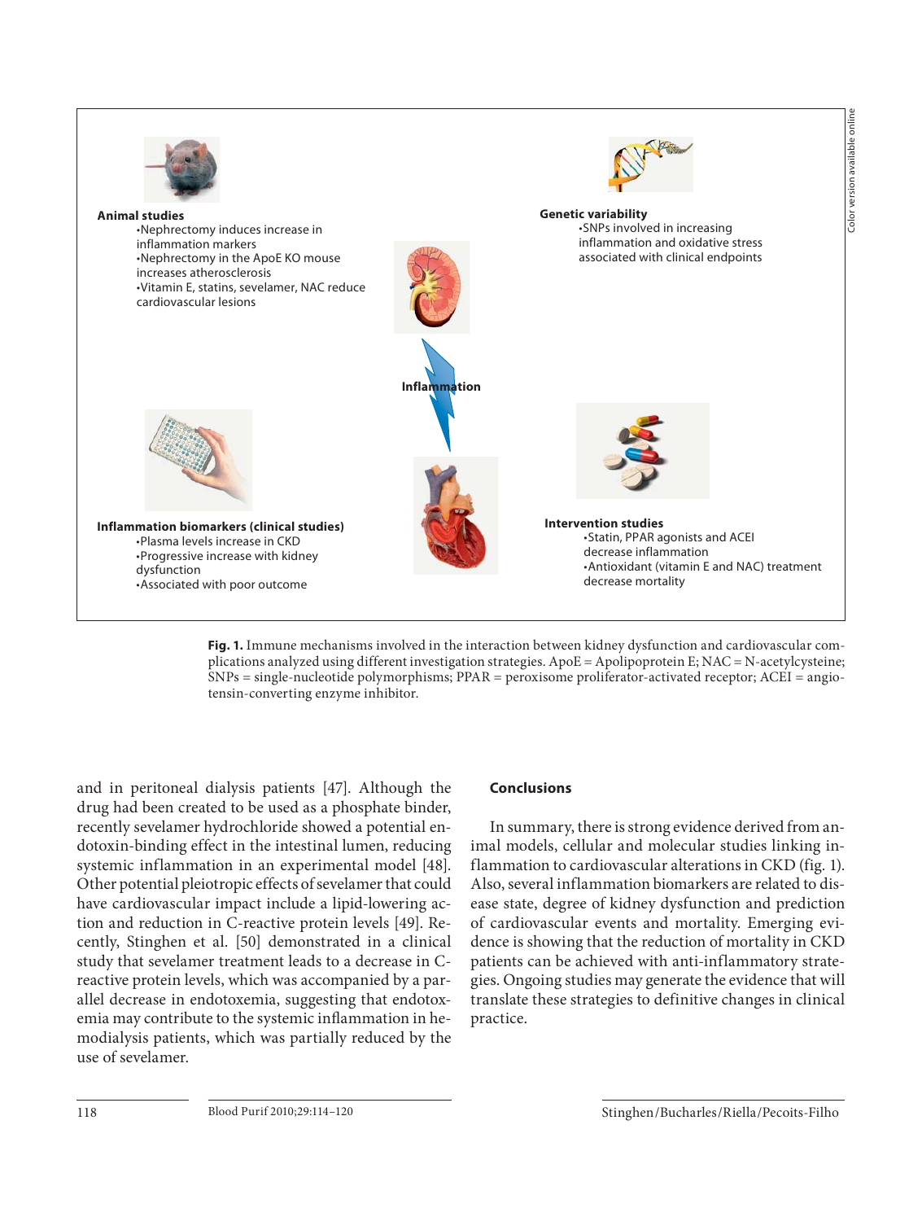**Animal studies**

- Nephrectomy induces increase in inflammation markers
- Nephrectomy in the ApoE KO mouse increases atherosclerosis
- Vitamin E, statins, sevelamer, NAC reduce cardiovascular lesions

**Genetic variability**

- SNPs involved in increasing inflammation and oxidative stress associated with clinical endpoints

**Inflammation**

**Inflammation biomarkers (clinical studies)**

- Plasma levels increase in CKD
- Progressive increase with kidney dysfunction
- Associated with poor outcome

**Intervention studies**

- Statin, PPAR agonists and ACEI decrease inflammation
- Antioxidant (vitamin E and NAC) treatment decrease mortality

**Fig. 1.** Immune mechanisms involved in the interaction between kidney dysfunction and cardiovascular complications analyzed using different investigation strategies. ApoE = Apolipoprotein E; NAC = N-acetylcysteine; SNPs = single-nucleotide polymorphisms; PPAR = peroxisome proliferator-activated receptor; ACEI = angiotensin-converting enzyme inhibitor.

and in peritoneal dialysis patients [47]. Although the drug had been created to be used as a phosphate binder, recently sevelamer hydrochloride showed a potential endotoxin-binding effect in the intestinal lumen, reducing systemic inflammation in an experimental model [48]. Other potential pleiotropic effects of sevelamer that could have cardiovascular impact include a lipid-lowering action and reduction in C-reactive protein levels [49]. Recently, Stinghen et al. [50] demonstrated in a clinical study that sevelamer treatment leads to a decrease in C-reactive protein levels, which was accompanied by a parallel decrease in endotoxemia, suggesting that endotoxemia may contribute to the systemic inflammation in hemodialysis patients, which was partially reduced by the use of sevelamer.

## Conclusions

In summary, there is strong evidence derived from animal models, cellular and molecular studies linking inflammation to cardiovascular alterations in CKD (fig. 1). Also, several inflammation biomarkers are related to disease state, degree of kidney dysfunction and prediction of cardiovascular events and mortality. Emerging evidence is showing that the reduction of mortality in CKD patients can be achieved with anti-inflammatory strategies. Ongoing studies may generate the evidence that will translate these strategies to definitive changes in clinical practice.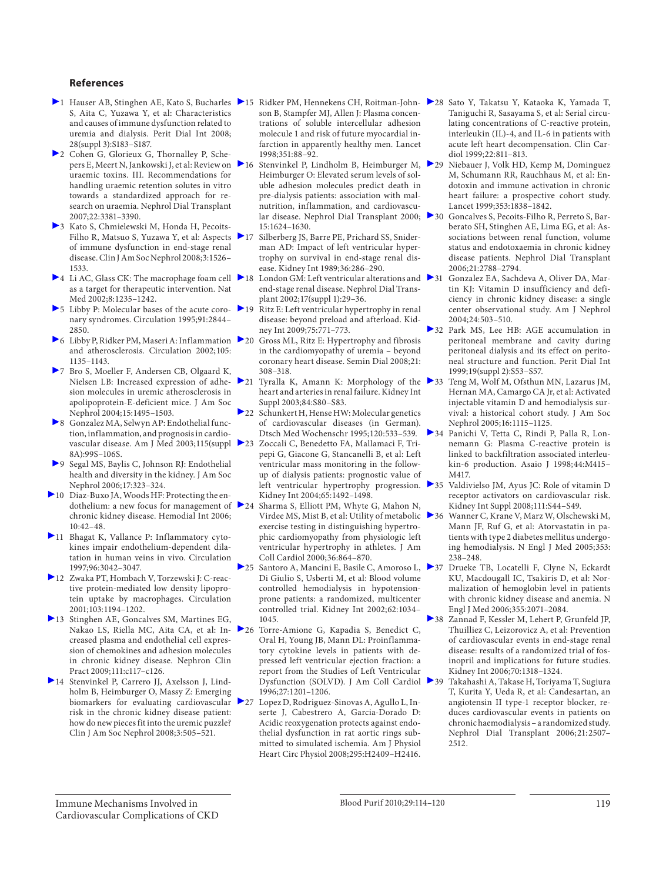## References

1. Hauser AB, Stinghen AE, Kato S, Bucharles S, Aita C, Yuzawa Y, et al: Characteristics and causes of immune dysfunction related to uremia and dialysis. Perit Dial Int 2008; 28(suppl 3):S183–S187.
2. Cohen G, Glorieux G, Thornalley P, Schepers E, Meert N, Jankowski J, et al: Review on uraemic toxins. III. Recommendations for handling uraemic retention solutes in vitro towards a standardized approach for research on uraemia. Nephrol Dial Transplant 2007;22:3381–3390.
3. Kato S, Chmielewski M, Honda H, Pecoits-Filho R, Matsuo S, Yuzawa Y, et al: Aspects of immune dysfunction in end-stage renal disease. Clin J Am Soc Nephrol 2008;3:1526–1533.
4. Li AC, Glass CK: The macrophage foam cell as a target for therapeutic intervention. Nat Med 2002;8:1235–1242.
5. Libby P: Molecular bases of the acute coronary syndromes. Circulation 1995;91:2844–2850.
6. Libby P, Ridker PM, Maseri A: Inflammation and atherosclerosis. Circulation 2002;105:1135–1143.
7. Bro S, Moeller F, Andersen CB, Olgaard K, Nielsen LB: Increased expression of adhesion molecules in uremic atherosclerosis in apolipoprotein-E-deficient mice. J Am Soc Nephrol 2004;15:1495–1503.
8. Gonzalez MA, Selwyn AP: Endothelial function, inflammation, and prognosis in cardiovascular disease. Am J Med 2003;115(suppl 8A):99S–106S.
9. Segal MS, Baylis C, Johnson RJ: Endothelial health and diversity in the kidney. J Am Soc Nephrol 2006;17:323–324.
10. Diaz-Buxo JA, Woods HF: Protecting the endothelium: a new focus for management of chronic kidney disease. Hemodial Int 2006; 10:42–48.
11. Bhagat K, Vallance P: Inflammatory cytokines impair endothelium-dependent dilatation in human veins in vivo. Circulation 1997;96:3042–3047.
12. Zwaka PT, Hombach V, Torzewski J: C-reactive protein-mediated low density lipoprotein uptake by macrophages. Circulation 2001;103:1194–1202.
13. Stinghen AE, Goncalves SM, Martines EG, Nakao LS, Riella MC, Aita CA, et al: Increased plasma and endothelial cell expression of chemokines and adhesion molecules in chronic kidney disease. Nephron Clin Pract 2009;111:c117–c126.
14. Stenvinkel P, Carrero JJ, Axelsson J, Lindholm B, Heimburger O, Massy Z: Emerging biomarkers for evaluating cardiovascular risk in the chronic kidney disease patient: how do new pieces fit into the uremic puzzle? Clin J Am Soc Nephrol 2008;3:505–521.
15. Ridker PM, Hennekens CH, Roitman-Johnson B, Stampfer MJ, Allen J: Plasma concentrations of soluble intercellular adhesion molecule 1 and risk of future myocardial infarction in apparently healthy men. Lancet 1998;351:88–92.
16. Stenvinkel P, Lindholm B, Heimburger M, Heimburger O: Elevated serum levels of soluble adhesion molecules predict death in pre-dialysis patients: association with malnutrition, inflammation, and cardiovascular disease. Nephrol Dial Transplant 2000; 15:1624–1630.
17. Silberberg JS, Barre PE, Prichard SS, Sniderman AD: Impact of left ventricular hypertrophy on survival in end-stage renal disease. Kidney Int 1989;36:286–290.
18. London GM: Left ventricular alterations and end-stage renal disease. Nephrol Dial Transplant 2002;17(suppl 1):29–36.
19. Ritz E: Left ventricular hypertrophy in renal disease: beyond preload and afterload. Kidney Int 2009;75:771–773.
20. Gross ML, Ritz E: Hypertrophy and fibrosis in the cardiomyopathy of uremia – beyond coronary heart disease. Semin Dial 2008;21: 308–318.
21. Tyralla K, Amann K: Morphology of the heart and arteries in renal failure. Kidney Int Suppl 2003;84:S80–S83.
22. Schunkert H, Hense HW: Molecular genetics of cardiovascular diseases (in German). Dtsch Med Wochenschr 1995;120:533–539.
23. Zoccali C, Benedetto FA, Mallamaci F, Tripepi G, Giacone G, Stancanelli B, et al: Left ventricular mass monitoring in the follow-up of dialysis patients: prognostic value of left ventricular hypertrophy progression. Kidney Int 2004;65:1492–1498.
24. Sharma S, Elliott PM, Whyte G, Mahon N, Virdee MS, Mist B, et al: Utility of metabolic exercise testing in distinguishing hypertrophic cardiomyopathy from physiologic left ventricular hypertrophy in athletes. J Am Coll Cardiol 2000;36:864–870.
25. Santoro A, Mancini E, Basile C, Amoroso L, Di Giulio S, Usberti M, et al: Blood volume controlled hemodialysis in hypotension-prone patients: a randomized, multicenter controlled trial. Kidney Int 2002;62:1034–1045.
26. Torre-Amione G, Kapadia S, Benedict C, Oral H, Young JB, Mann DL: Proinflammatory cytokine levels in patients with depressed left ventricular ejection fraction: a report from the Studies of Left Ventricular Dysfunction (SOLVD). J Am Coll Cardiol 1996;27:1201–1206.
27. Lopez D, Rodriguez-Sinovas A, Agullo L, Inserte J, Cabestrero A, Garcia-Dorado D: Acidic reoxygenation protects against endothelial dysfunction in rat aortic rings submitted to simulated ischemia. Am J Physiol Heart Circ Physiol 2008;295:H2409–H2416.
28. Sato Y, Takatsu Y, Kataoka K, Yamada T, Taniguchi R, Sasayama S, et al: Serial circulating concentrations of C-reactive protein, interleukin (IL)-4, and IL-6 in patients with acute left heart decompensation. Clin Cardiol 1999;22:811–813.
29. Niebauer J, Volk HD, Kemp M, Dominguez M, Schumann RR, Rauchhaus M, et al: Endotoxin and immune activation in chronic heart failure: a prospective cohort study. Lancet 1999;353:1838–1842.
30. Goncalves S, Pecoits-Filho R, Perreto S, Barberato SH, Stinghen AE, Lima EG, et al: Associations between renal function, volume status and endotoxaemia in chronic kidney disease patients. Nephrol Dial Transplant 2006;21:2788–2794.
31. Gonzalez EA, Sachdeva A, Oliver DA, Martin KJ: Vitamin D insufficiency and deficiency in chronic kidney disease: a single center observational study. Am J Nephrol 2004;24:503–510.
32. Park MS, Lee HB: AGE accumulation in peritoneal membrane and cavity during peritoneal dialysis and its effect on peritoneal structure and function. Perit Dial Int 1999;19(suppl 2):S53–S57.
33. Teng M, Wolf M, Ofsthun MN, Lazarus JM, Hernan MA, Camargo CA Jr, et al: Activated injectable vitamin D and hemodialysis survival: a historical cohort study. J Am Soc Nephrol 2005;16:1115–1125.
34. Panichi V, Tetta C, Rindi P, Palla R, Lonnemann G: Plasma C-reactive protein is linked to backfiltration associated interleukin-6 production. Asaio J 1998;44:M415–M417.
35. Valdivielso JM, Ayus JC: Role of vitamin D receptor activators on cardiovascular risk. Kidney Int Suppl 2008;111:S44–S49.
36. Wanner C, Krane V, Marz W, Olschewski M, Mann JF, Ruf G, et al: Atorvastatin in patients with type 2 diabetes mellitus undergoing hemodialysis. N Engl J Med 2005;353: 238–248.
37. Drueke TB, Locatelli F, Clyne N, Eckardt KU, Macdougall IC, Tsakiris D, et al: Normalization of hemoglobin level in patients with chronic kidney disease and anemia. N Engl J Med 2006;355:2071–2084.
38. Zannad F, Kessler M, Lehert P, Grunfeld JP, Thuilliez C, Leizorovicz A, et al: Prevention of cardiovascular events in end-stage renal disease: results of a randomized trial of fosinopril and implications for future studies. Kidney Int 2006;70:1318–1324.
39. Takahashi A, Takase H, Toriyama T, Sugiura T, Kurita Y, Ueda R, et al: Candesartan, an angiotensin II type-1 receptor blocker, reduces cardiovascular events in patients on chronic haemodialysis – a randomized study. Nephrol Dial Transplant 2006;21:2507–2512.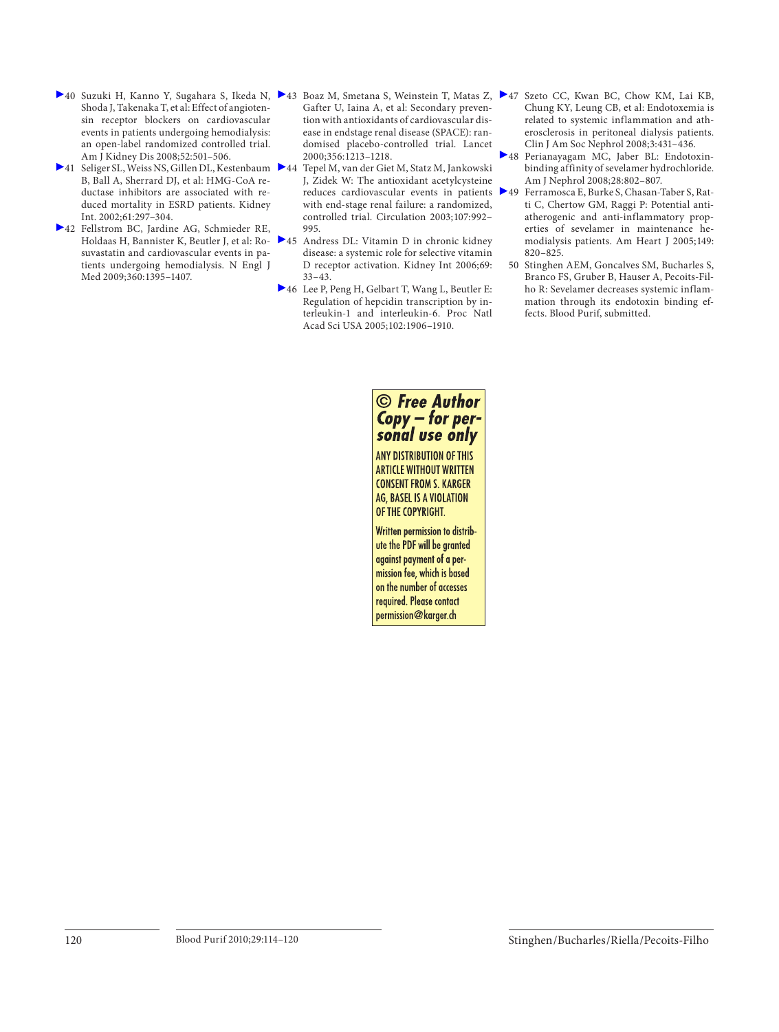40 Suzuki H, Kanno Y, Sugahara S, Ikeda N, Shoda J, Takenaka T, et al: Effect of angiotensin receptor blockers on cardiovascular events in patients undergoing hemodialysis: an open-label randomized controlled trial. Am J Kidney Dis 2008;52:501–506.

41 Seliger SL, Weiss NS, Gillen DL, Kestenbaum B, Ball A, Sherrard DJ, et al: HMG-CoA reductase inhibitors are associated with reduced mortality in ESRD patients. Kidney Int. 2002;61:297–304.

42 Fellstrom BC, Jardine AG, Schmieder RE, Holdaas H, Bannister K, Beutler J, et al: Rosuvastatin and cardiovascular events in patients undergoing hemodialysis. N Engl J Med 2009;360:1395–1407.

43 Boaz M, Smetana S, Weinstein T, Matas Z, Gafter U, Iaina A, et al: Secondary prevention with antioxidants of cardiovascular disease in endstage renal disease (SPACE): randomised placebo-controlled trial. Lancet 2000;356:1213–1218.

44 Tepel M, van der Giet M, Statz M, Jankowski J, Zidek W: The antioxidant acetylcysteine reduces cardiovascular events in patients with end-stage renal failure: a randomized, controlled trial. Circulation 2003;107:992–995.

45 Andress DL: Vitamin D in chronic kidney disease: a systemic role for selective vitamin D receptor activation. Kidney Int 2006;69: 33–43.

46 Lee P, Peng H, Gelbart T, Wang L, Beutler E: Regulation of hepcidin transcription by interleukin-1 and interleukin-6. Proc Natl Acad Sci USA 2005;102:1906–1910.

47 Szeto CC, Kwan BC, Chow KM, Lai KB, Chung KY, Leung CB, et al: Endotoxemia is related to systemic inflammation and atherosclerosis in peritoneal dialysis patients. Clin J Am Soc Nephrol 2008;3:431–436.

48 Perianayagam MC, Jaber BL: Endotoxin-binding affinity of sevelamer hydrochloride. Am J Nephrol 2008;28:802–807.

49 Ferramosca E, Burke S, Chasan-Taber S, Ratti C, Chertow GM, Raggi P: Potential antiatherogenic and anti-inflammatory properties of sevelamer in maintenance hemodialysis patients. Am Heart J 2005;149: 820–825.

50 Stinghen AEM, Goncalves SM, Bucharles S, Branco FS, Gruber B, Hauser A, Pecoits-Filho R: Sevelamer decreases systemic inflammation through its endotoxin binding effects. Blood Purif, submitted.

**© Free Author Copy – for personal use only**

ANY DISTRIBUTION OF THIS ARTICLE WITHOUT WRITTEN CONSENT FROM S. KARGER AG, BASEL IS A VIOLATION OF THE COPYRIGHT.

Written permission to distribute the PDF will be granted against payment of a permission fee, which is based on the number of accesses required. Please contact permission@karger.ch